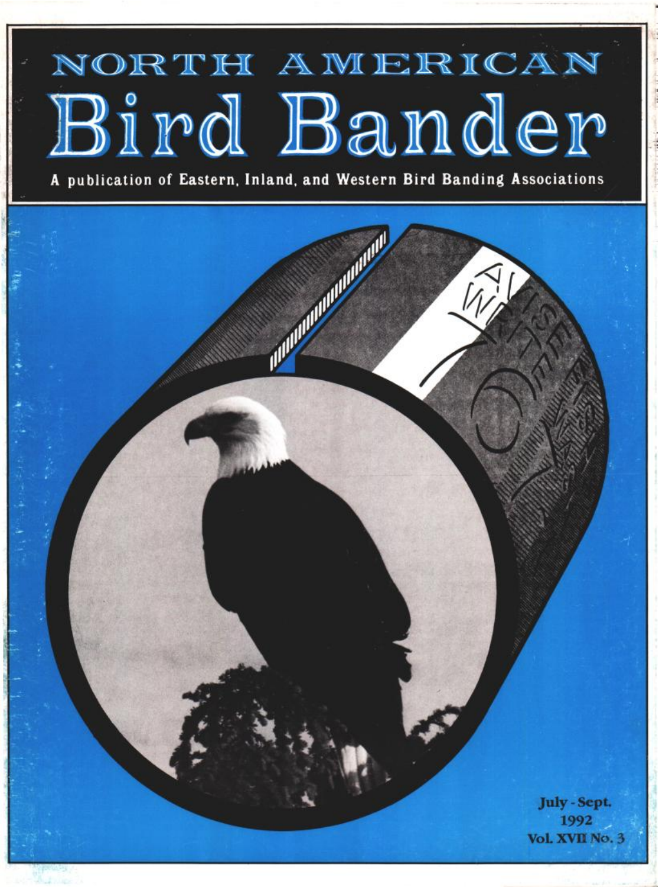# NORTH AMERICAN

# Bird Bander

A publication of Eastern, Inland, and Western Bird Banding Associations

July - Sept.
1992
Vol. XVII No. 3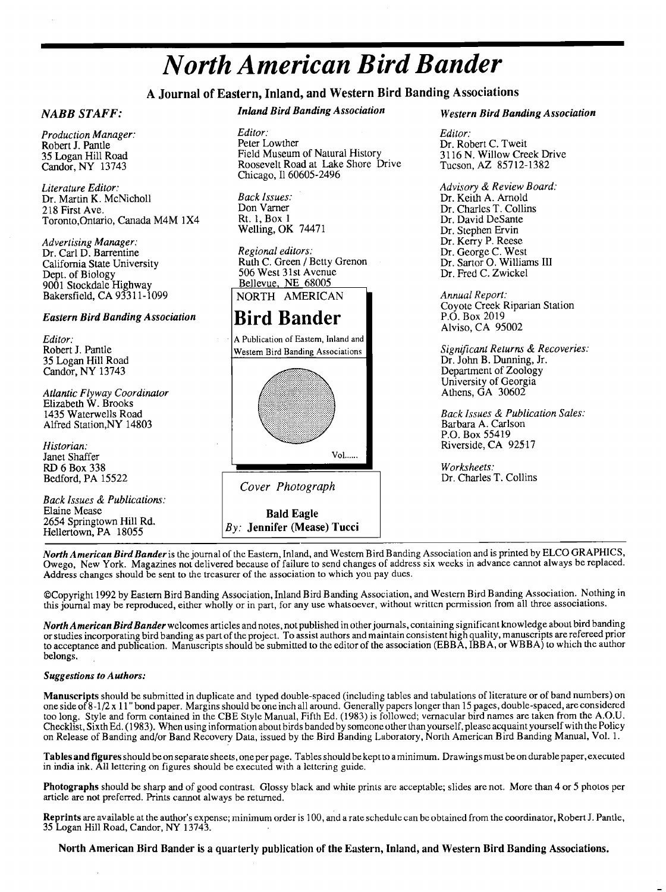# *North American Bird Bander*

**A Journal of Eastern, Inland, and Western Bird Banding Associations**

### *NABB STAFF:*

*Production Manager:*
Robert J. Pantle
35 Logan Hill Road
Candor, NY 13743

*Literature Editor:*
Dr. Martin K. McNicholl
218 First Ave.
Toronto,Ontario, Canada M4M 1X4

*Advertising Manager:*
Dr. Carl D. Barrentine
California State University
Dept. of Biology
9001 Stockdale Highway
Bakersfield, CA 93311-1099

### *Eastern Bird Banding Association*

*Editor:*
Robert J. Pantle
35 Logan Hill Road
Candor, NY 13743

*Atlantic Flyway Coordinator*
Elizabeth W. Brooks
1435 Waterwells Road
Alfred Station,NY 14803

*Historian:*
Janet Shaffer
RD 6 Box 338
Bedford, PA 15522

*Back Issues & Publications:*
Elaine Mease
2654 Springtown Hill Rd.
Hellertown, PA 18055

### *Inland Bird Banding Association*

*Editor:*
Peter Lowther
Field Museum of Natural History
Roosevelt Road at Lake Shore Drive
Chicago, Il 60605-2496

*Back Issues:*
Don Varner
Rt. 1, Box 1
Welling, OK 74471

*Regional editors:*
Ruth C. Green / Betty Grenon
506 West 31st Avenue
Bellevue, NE 68005

NORTH AMERICAN
**Bird Bander**
A Publication of Eastern, Inland and Western Bird Banding Associations
Vol......

*Cover Photograph*

**Bald Eagle**
*By:* **Jennifer (Mease) Tucci**

### *Western Bird Banding Association*

*Editor:*
Dr. Robert C. Tweit
3116 N. Willow Creek Drive
Tucson, AZ 85712-1382

*Advisory & Review Board:*
Dr. Keith A. Arnold
Dr. Charles T. Collins
Dr. David DeSante
Dr. Stephen Ervin
Dr. Kerry P. Reese
Dr. George C. West
Dr. Sartor O. Williams III
Dr. Fred C. Zwickel

*Annual Report:*
Coyote Creek Riparian Station
P.O. Box 2019
Alviso, CA 95002

*Significant Returns & Recoveries:*
Dr. John B. Dunning, Jr.
Department of Zoology
University of Georgia
Athens, GA 30602

*Back Issues & Publication Sales:*
Barbara A. Carlson
P.O. Box 55419
Riverside, CA 92517

*Worksheets:*
Dr. Charles T. Collins

***North American Bird Bander*** is the journal of the Eastern, Inland, and Western Bird Banding Association and is printed by ELCO GRAPHICS, Owego, New York. Magazines not delivered because of failure to send changes of address six weeks in advance cannot always be replaced. Address changes should be sent to the treasurer of the association to which you pay dues.

©Copyright 1992 by Eastern Bird Banding Association, Inland Bird Banding Association, and Western Bird Banding Association. Nothing in this journal may be reproduced, either wholly or in part, for any use whatsoever, without written permission from all three associations.

***North American Bird Bander*** welcomes articles and notes, not published in other journals, containing significant knowledge about bird banding or studies incorporating bird banding as part of the project. To assist authors and maintain consistent high quality, manuscripts are refereed prior to acceptance and publication. Manuscripts should be submitted to the editor of the association (EBBA, IBBA, or WBBA) to which the author belongs.

***Suggestions to Authors:***

**Manuscripts** should be submitted in duplicate and typed double-spaced (including tables and tabulations of literature or of band numbers) on one side of 8-1/2 x 11" bond paper. Margins should be one inch all around. Generally papers longer than 15 pages, double-spaced, are considered too long. Style and form contained in the CBE Style Manual, Fifth Ed. (1983) is followed; vernacular bird names are taken from the A.O.U. Checklist, Sixth Ed. (1983). When using information about birds banded by someone other than yourself, please acquaint yourself with the Policy on Release of Banding and/or Band Recovery Data, issued by the Bird Banding Laboratory, North American Bird Banding Manual, Vol. 1.

**Tables and figures** should be on separate sheets, one per page. Tables should be kept to a minimum. Drawings must be on durable paper, executed in india ink. All lettering on figures should be executed with a lettering guide.

**Photographs** should be sharp and of good contrast. Glossy black and white prints are acceptable; slides are not. More than 4 or 5 photos per article are not preferred. Prints cannot always be returned.

**Reprints** are available at the author's expense; minimum order is 100, and a rate schedule can be obtained from the coordinator, Robert J. Pantle, 35 Logan Hill Road, Candor, NY 13743.

**North American Bird Bander is a quarterly publication of the Eastern, Inland, and Western Bird Banding Associations.**